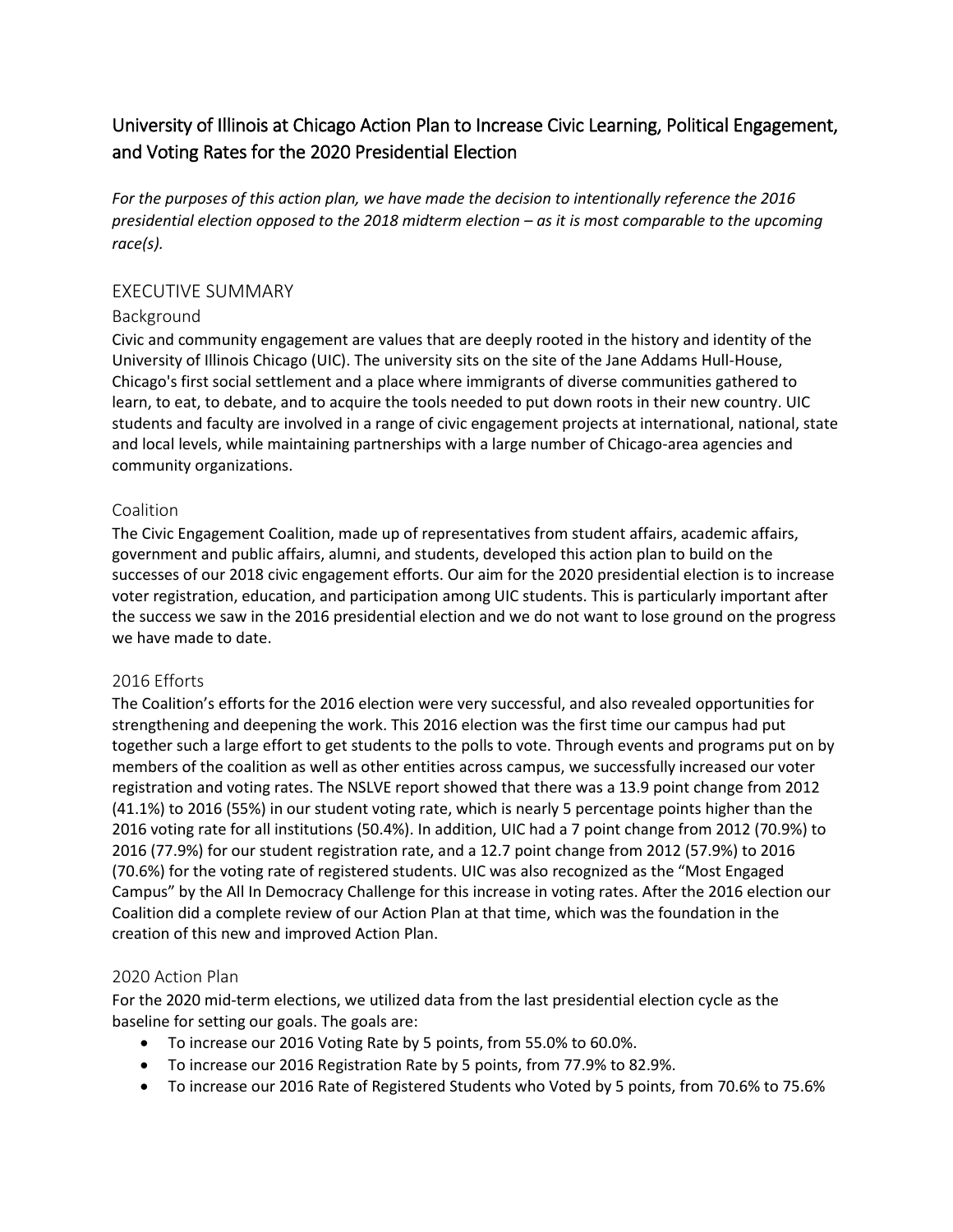# University of Illinois at Chicago Action Plan to Increase Civic Learning, Political Engagement, and Voting Rates for the 2020 Presidential Election

*For the purposes of this action plan, we have made the decision to intentionally reference the 2016 presidential election opposed to the 2018 midterm election – as it is most comparable to the upcoming race(s).*

## EXECUTIVE SUMMARY

### Background

Civic and community engagement are values that are deeply rooted in the history and identity of the University of Illinois Chicago (UIC). The university sits on the site of the Jane Addams Hull-House, Chicago's first social settlement and a place where immigrants of diverse communities gathered to learn, to eat, to debate, and to acquire the tools needed to put down roots in their new country. UIC students and faculty are involved in a range of civic engagement projects at international, national, state and local levels, while maintaining partnerships with a large number of Chicago-area agencies and community organizations.

### Coalition

The Civic Engagement Coalition, made up of representatives from student affairs, academic affairs, government and public affairs, alumni, and students, developed this action plan to build on the successes of our 2018 civic engagement efforts. Our aim for the 2020 presidential election is to increase voter registration, education, and participation among UIC students. This is particularly important after the success we saw in the 2016 presidential election and we do not want to lose ground on the progress we have made to date.

### 2016 Efforts

The Coalition's efforts for the 2016 election were very successful, and also revealed opportunities for strengthening and deepening the work. This 2016 election was the first time our campus had put together such a large effort to get students to the polls to vote. Through events and programs put on by members of the coalition as well as other entities across campus, we successfully increased our voter registration and voting rates. The NSLVE report showed that there was a 13.9 point change from 2012 (41.1%) to 2016 (55%) in our student voting rate, which is nearly 5 percentage points higher than the 2016 voting rate for all institutions (50.4%). In addition, UIC had a 7 point change from 2012 (70.9%) to 2016 (77.9%) for our student registration rate, and a 12.7 point change from 2012 (57.9%) to 2016 (70.6%) for the voting rate of registered students. UIC was also recognized as the "Most Engaged Campus" by the All In Democracy Challenge for this increase in voting rates. After the 2016 election our Coalition did a complete review of our Action Plan at that time, which was the foundation in the creation of this new and improved Action Plan.

### 2020 Action Plan

For the 2020 mid-term elections, we utilized data from the last presidential election cycle as the baseline for setting our goals. The goals are:

- To increase our 2016 Voting Rate by 5 points, from 55.0% to 60.0%.
- To increase our 2016 Registration Rate by 5 points, from 77.9% to 82.9%.
- To increase our 2016 Rate of Registered Students who Voted by 5 points, from 70.6% to 75.6%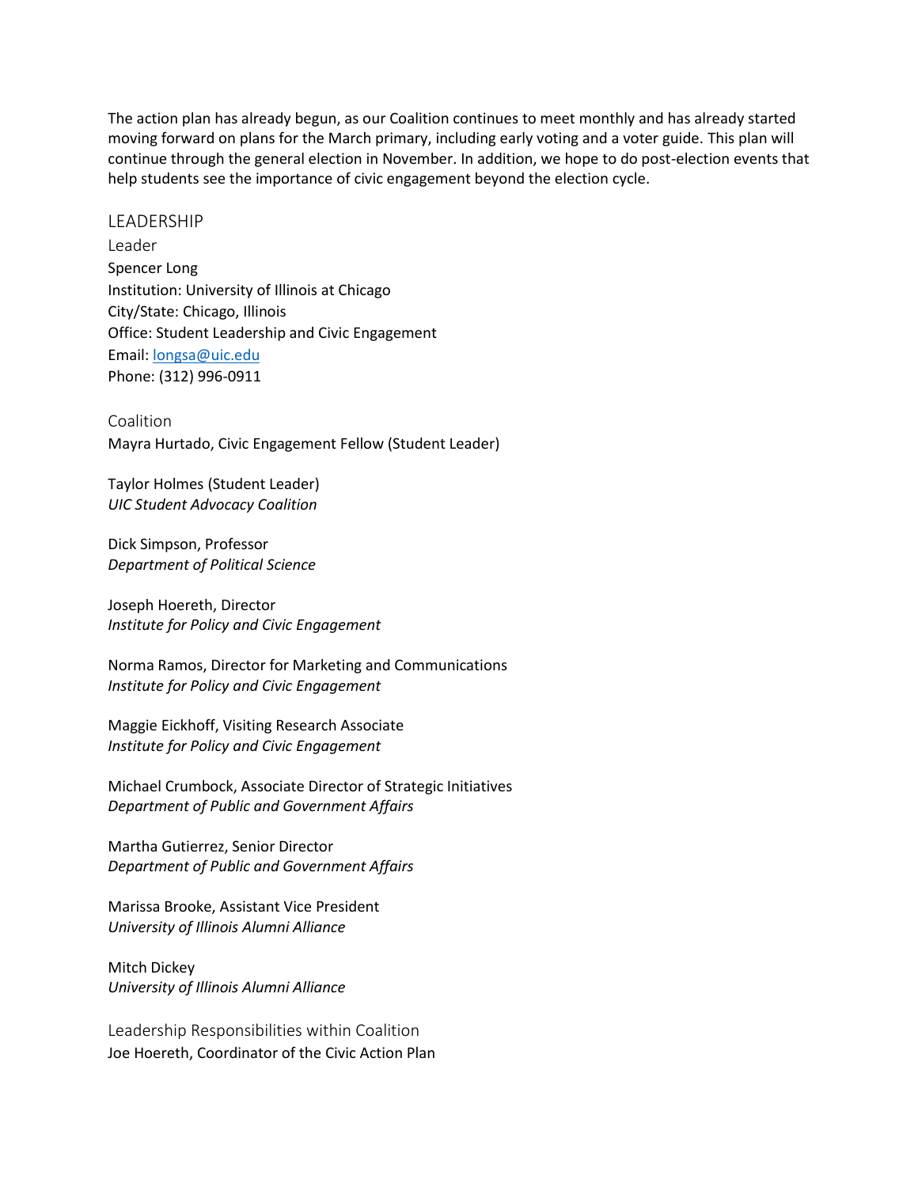The action plan has already begun, as our Coalition continues to meet monthly and has already started moving forward on plans for the March primary, including early voting and a voter guide. This plan will continue through the general election in November. In addition, we hope to do post-election events that help students see the importance of civic engagement beyond the election cycle.

## LEADERSHIP

### Leader

Spencer Long
Institution: University of Illinois at Chicago
City/State: Chicago, Illinois
Office: Student Leadership and Civic Engagement
Email: longsa@uic.edu
Phone: (312) 996-0911

### Coalition

Mayra Hurtado, Civic Engagement Fellow (Student Leader)

Taylor Holmes (Student Leader)
*UIC Student Advocacy Coalition*

Dick Simpson, Professor
*Department of Political Science*

Joseph Hoereth, Director
*Institute for Policy and Civic Engagement*

Norma Ramos, Director for Marketing and Communications
*Institute for Policy and Civic Engagement*

Maggie Eickhoff, Visiting Research Associate
*Institute for Policy and Civic Engagement*

Michael Crumbock, Associate Director of Strategic Initiatives
*Department of Public and Government Affairs*

Martha Gutierrez, Senior Director
*Department of Public and Government Affairs*

Marissa Brooke, Assistant Vice President
*University of Illinois Alumni Alliance*

Mitch Dickey
*University of Illinois Alumni Alliance*

### Leadership Responsibilities within Coalition

Joe Hoereth, Coordinator of the Civic Action Plan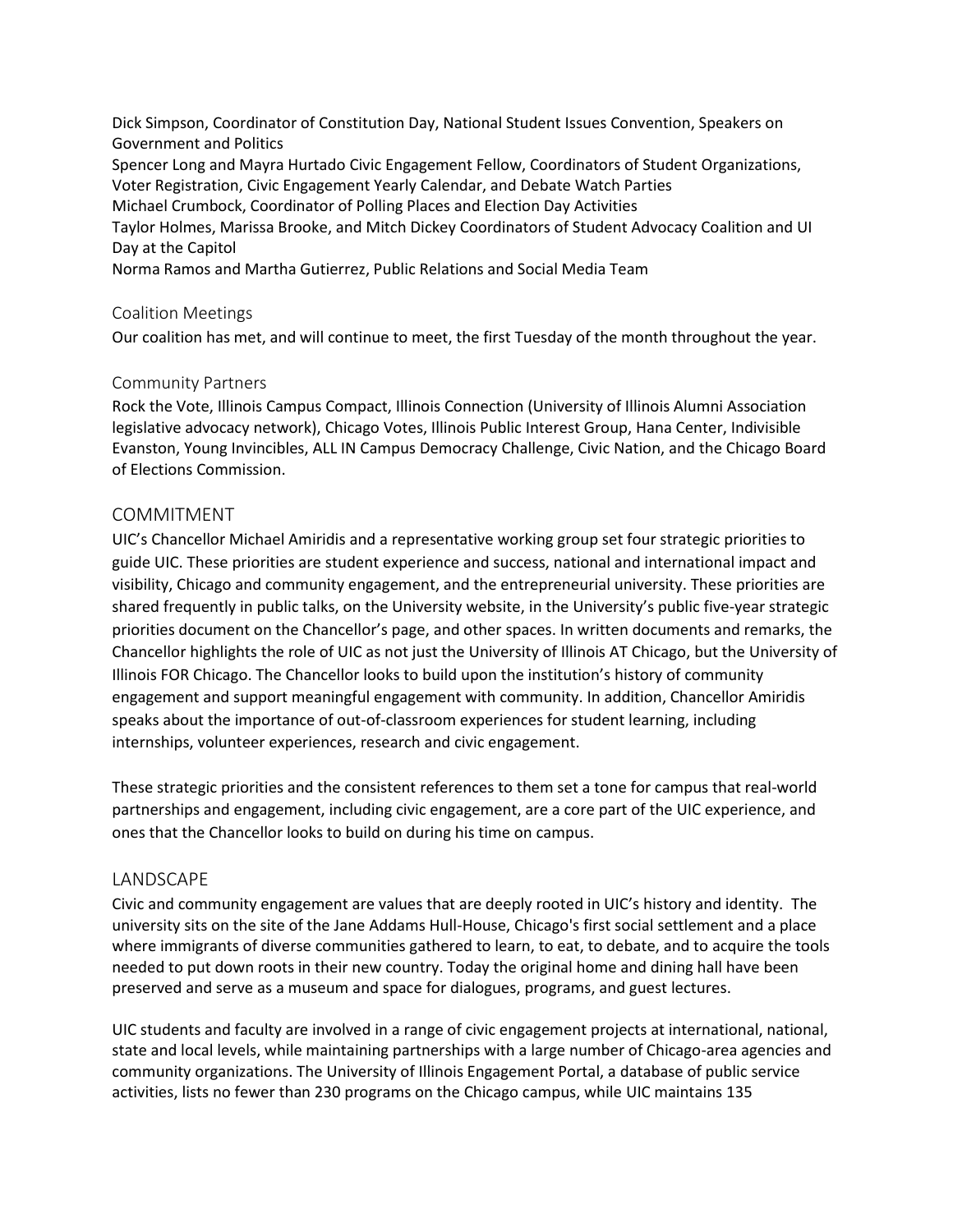Dick Simpson, Coordinator of Constitution Day, National Student Issues Convention, Speakers on Government and Politics
Spencer Long and Mayra Hurtado Civic Engagement Fellow, Coordinators of Student Organizations, Voter Registration, Civic Engagement Yearly Calendar, and Debate Watch Parties
Michael Crumbock, Coordinator of Polling Places and Election Day Activities
Taylor Holmes, Marissa Brooke, and Mitch Dickey Coordinators of Student Advocacy Coalition and UI Day at the Capitol
Norma Ramos and Martha Gutierrez, Public Relations and Social Media Team

### Coalition Meetings

Our coalition has met, and will continue to meet, the first Tuesday of the month throughout the year.

### Community Partners

Rock the Vote, Illinois Campus Compact, Illinois Connection (University of Illinois Alumni Association legislative advocacy network), Chicago Votes, Illinois Public Interest Group, Hana Center, Indivisible Evanston, Young Invincibles, ALL IN Campus Democracy Challenge, Civic Nation, and the Chicago Board of Elections Commission.

## COMMITMENT

UIC's Chancellor Michael Amiridis and a representative working group set four strategic priorities to guide UIC. These priorities are student experience and success, national and international impact and visibility, Chicago and community engagement, and the entrepreneurial university. These priorities are shared frequently in public talks, on the University website, in the University's public five-year strategic priorities document on the Chancellor's page, and other spaces. In written documents and remarks, the Chancellor highlights the role of UIC as not just the University of Illinois AT Chicago, but the University of Illinois FOR Chicago. The Chancellor looks to build upon the institution's history of community engagement and support meaningful engagement with community. In addition, Chancellor Amiridis speaks about the importance of out-of-classroom experiences for student learning, including internships, volunteer experiences, research and civic engagement.

These strategic priorities and the consistent references to them set a tone for campus that real-world partnerships and engagement, including civic engagement, are a core part of the UIC experience, and ones that the Chancellor looks to build on during his time on campus.

## LANDSCAPE

Civic and community engagement are values that are deeply rooted in UIC's history and identity. The university sits on the site of the Jane Addams Hull-House, Chicago's first social settlement and a place where immigrants of diverse communities gathered to learn, to eat, to debate, and to acquire the tools needed to put down roots in their new country. Today the original home and dining hall have been preserved and serve as a museum and space for dialogues, programs, and guest lectures.

UIC students and faculty are involved in a range of civic engagement projects at international, national, state and local levels, while maintaining partnerships with a large number of Chicago-area agencies and community organizations. The University of Illinois Engagement Portal, a database of public service activities, lists no fewer than 230 programs on the Chicago campus, while UIC maintains 135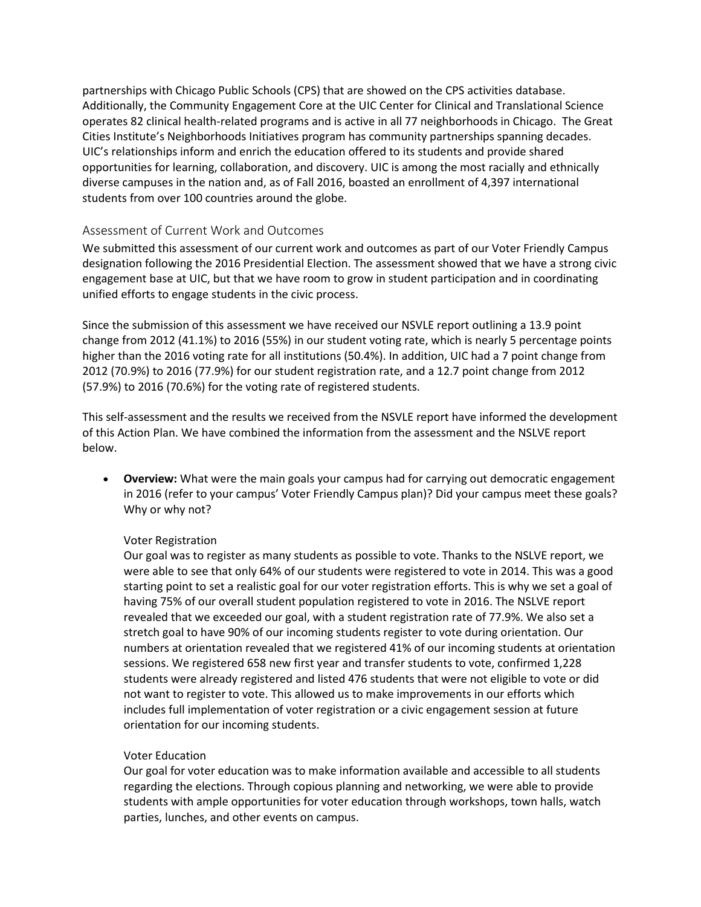partnerships with Chicago Public Schools (CPS) that are showed on the CPS activities database. Additionally, the Community Engagement Core at the UIC Center for Clinical and Translational Science operates 82 clinical health-related programs and is active in all 77 neighborhoods in Chicago. The Great Cities Institute's Neighborhoods Initiatives program has community partnerships spanning decades. UIC's relationships inform and enrich the education offered to its students and provide shared opportunities for learning, collaboration, and discovery. UIC is among the most racially and ethnically diverse campuses in the nation and, as of Fall 2016, boasted an enrollment of 4,397 international students from over 100 countries around the globe.

## Assessment of Current Work and Outcomes

We submitted this assessment of our current work and outcomes as part of our Voter Friendly Campus designation following the 2016 Presidential Election. The assessment showed that we have a strong civic engagement base at UIC, but that we have room to grow in student participation and in coordinating unified efforts to engage students in the civic process.

Since the submission of this assessment we have received our NSVLE report outlining a 13.9 point change from 2012 (41.1%) to 2016 (55%) in our student voting rate, which is nearly 5 percentage points higher than the 2016 voting rate for all institutions (50.4%). In addition, UIC had a 7 point change from 2012 (70.9%) to 2016 (77.9%) for our student registration rate, and a 12.7 point change from 2012 (57.9%) to 2016 (70.6%) for the voting rate of registered students.

This self-assessment and the results we received from the NSVLE report have informed the development of this Action Plan. We have combined the information from the assessment and the NSLVE report below.

- **Overview:** What were the main goals your campus had for carrying out democratic engagement in 2016 (refer to your campus' Voter Friendly Campus plan)? Did your campus meet these goals? Why or why not?

  Voter Registration

  Our goal was to register as many students as possible to vote. Thanks to the NSLVE report, we were able to see that only 64% of our students were registered to vote in 2014. This was a good starting point to set a realistic goal for our voter registration efforts. This is why we set a goal of having 75% of our overall student population registered to vote in 2016. The NSLVE report revealed that we exceeded our goal, with a student registration rate of 77.9%. We also set a stretch goal to have 90% of our incoming students register to vote during orientation. Our numbers at orientation revealed that we registered 41% of our incoming students at orientation sessions. We registered 658 new first year and transfer students to vote, confirmed 1,228 students were already registered and listed 476 students that were not eligible to vote or did not want to register to vote. This allowed us to make improvements in our efforts which includes full implementation of voter registration or a civic engagement session at future orientation for our incoming students.

  Voter Education

  Our goal for voter education was to make information available and accessible to all students regarding the elections. Through copious planning and networking, we were able to provide students with ample opportunities for voter education through workshops, town halls, watch parties, lunches, and other events on campus.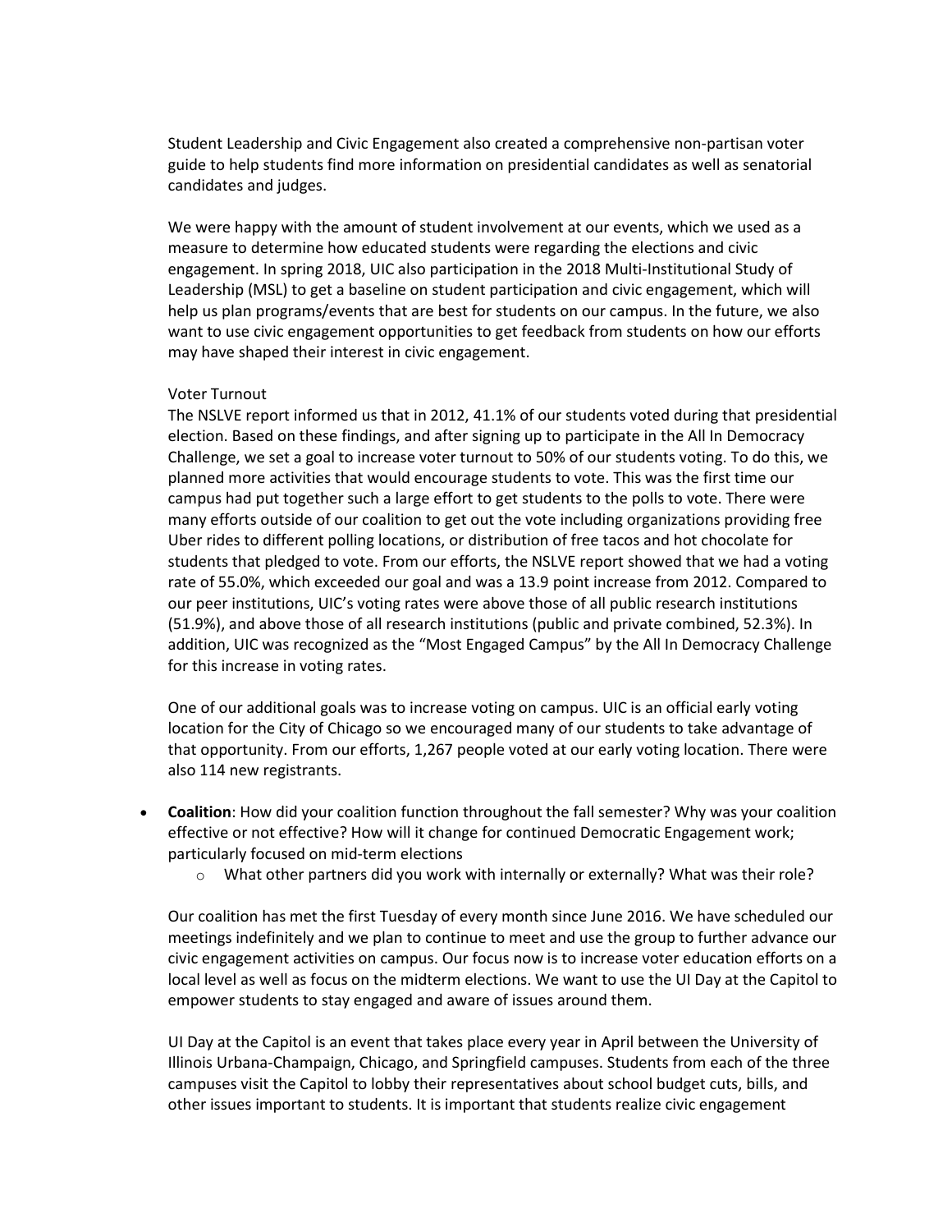Student Leadership and Civic Engagement also created a comprehensive non-partisan voter guide to help students find more information on presidential candidates as well as senatorial candidates and judges.

We were happy with the amount of student involvement at our events, which we used as a measure to determine how educated students were regarding the elections and civic engagement. In spring 2018, UIC also participation in the 2018 Multi-Institutional Study of Leadership (MSL) to get a baseline on student participation and civic engagement, which will help us plan programs/events that are best for students on our campus. In the future, we also want to use civic engagement opportunities to get feedback from students on how our efforts may have shaped their interest in civic engagement.

Voter Turnout

The NSLVE report informed us that in 2012, 41.1% of our students voted during that presidential election. Based on these findings, and after signing up to participate in the All In Democracy Challenge, we set a goal to increase voter turnout to 50% of our students voting. To do this, we planned more activities that would encourage students to vote. This was the first time our campus had put together such a large effort to get students to the polls to vote. There were many efforts outside of our coalition to get out the vote including organizations providing free Uber rides to different polling locations, or distribution of free tacos and hot chocolate for students that pledged to vote. From our efforts, the NSLVE report showed that we had a voting rate of 55.0%, which exceeded our goal and was a 13.9 point increase from 2012. Compared to our peer institutions, UIC's voting rates were above those of all public research institutions (51.9%), and above those of all research institutions (public and private combined, 52.3%). In addition, UIC was recognized as the "Most Engaged Campus" by the All In Democracy Challenge for this increase in voting rates.

One of our additional goals was to increase voting on campus. UIC is an official early voting location for the City of Chicago so we encouraged many of our students to take advantage of that opportunity. From our efforts, 1,267 people voted at our early voting location. There were also 114 new registrants.

- **Coalition**: How did your coalition function throughout the fall semester? Why was your coalition effective or not effective? How will it change for continued Democratic Engagement work; particularly focused on mid-term elections
  - What other partners did you work with internally or externally? What was their role?

Our coalition has met the first Tuesday of every month since June 2016. We have scheduled our meetings indefinitely and we plan to continue to meet and use the group to further advance our civic engagement activities on campus. Our focus now is to increase voter education efforts on a local level as well as focus on the midterm elections. We want to use the UI Day at the Capitol to empower students to stay engaged and aware of issues around them.

UI Day at the Capitol is an event that takes place every year in April between the University of Illinois Urbana-Champaign, Chicago, and Springfield campuses. Students from each of the three campuses visit the Capitol to lobby their representatives about school budget cuts, bills, and other issues important to students. It is important that students realize civic engagement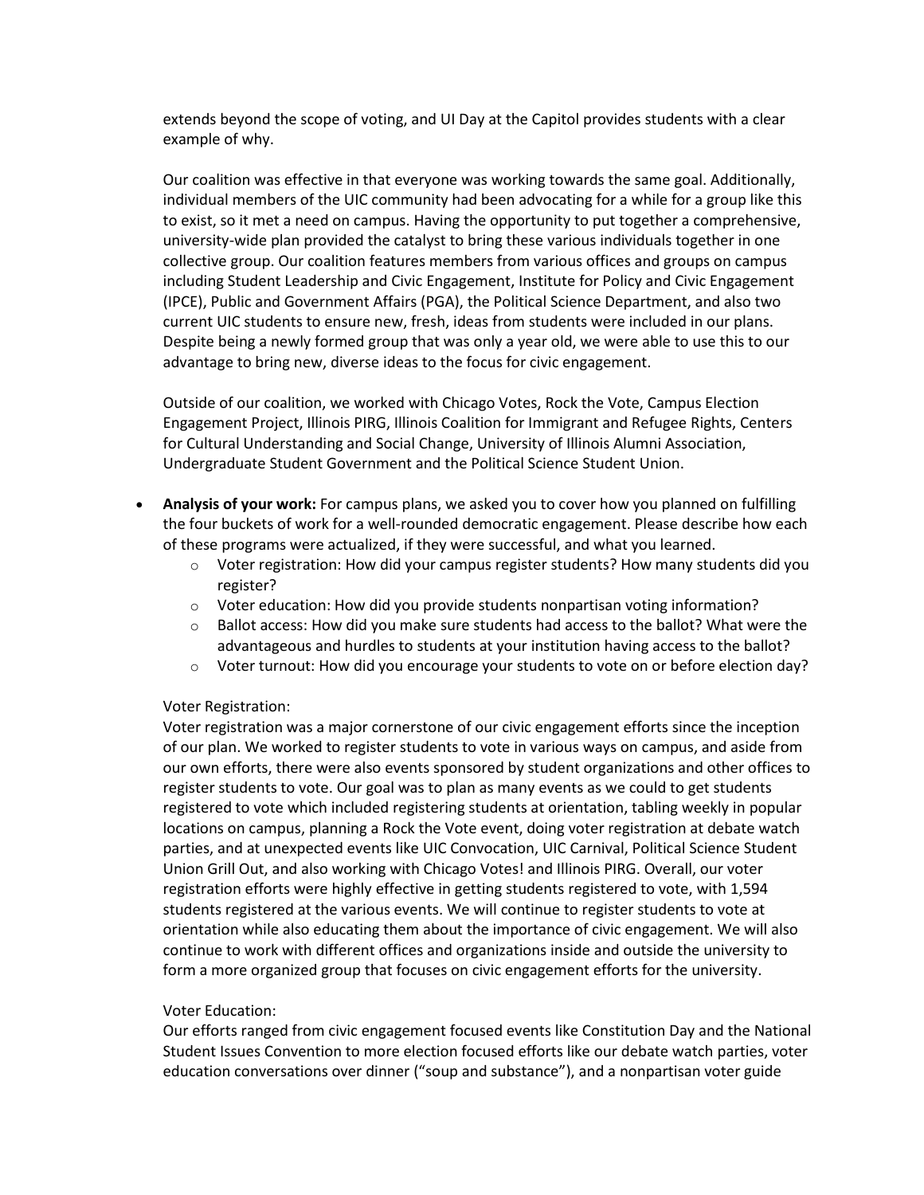extends beyond the scope of voting, and UI Day at the Capitol provides students with a clear example of why.

Our coalition was effective in that everyone was working towards the same goal. Additionally, individual members of the UIC community had been advocating for a while for a group like this to exist, so it met a need on campus. Having the opportunity to put together a comprehensive, university-wide plan provided the catalyst to bring these various individuals together in one collective group. Our coalition features members from various offices and groups on campus including Student Leadership and Civic Engagement, Institute for Policy and Civic Engagement (IPCE), Public and Government Affairs (PGA), the Political Science Department, and also two current UIC students to ensure new, fresh, ideas from students were included in our plans. Despite being a newly formed group that was only a year old, we were able to use this to our advantage to bring new, diverse ideas to the focus for civic engagement.

Outside of our coalition, we worked with Chicago Votes, Rock the Vote, Campus Election Engagement Project, Illinois PIRG, Illinois Coalition for Immigrant and Refugee Rights, Centers for Cultural Understanding and Social Change, University of Illinois Alumni Association, Undergraduate Student Government and the Political Science Student Union.

- **Analysis of your work:** For campus plans, we asked you to cover how you planned on fulfilling the four buckets of work for a well-rounded democratic engagement. Please describe how each of these programs were actualized, if they were successful, and what you learned.
  - Voter registration: How did your campus register students? How many students did you register?
  - Voter education: How did you provide students nonpartisan voting information?
  - Ballot access: How did you make sure students had access to the ballot? What were the advantageous and hurdles to students at your institution having access to the ballot?
  - Voter turnout: How did you encourage your students to vote on or before election day?

Voter Registration:

Voter registration was a major cornerstone of our civic engagement efforts since the inception of our plan. We worked to register students to vote in various ways on campus, and aside from our own efforts, there were also events sponsored by student organizations and other offices to register students to vote. Our goal was to plan as many events as we could to get students registered to vote which included registering students at orientation, tabling weekly in popular locations on campus, planning a Rock the Vote event, doing voter registration at debate watch parties, and at unexpected events like UIC Convocation, UIC Carnival, Political Science Student Union Grill Out, and also working with Chicago Votes! and Illinois PIRG. Overall, our voter registration efforts were highly effective in getting students registered to vote, with 1,594 students registered at the various events. We will continue to register students to vote at orientation while also educating them about the importance of civic engagement. We will also continue to work with different offices and organizations inside and outside the university to form a more organized group that focuses on civic engagement efforts for the university.

Voter Education:

Our efforts ranged from civic engagement focused events like Constitution Day and the National Student Issues Convention to more election focused efforts like our debate watch parties, voter education conversations over dinner ("soup and substance"), and a nonpartisan voter guide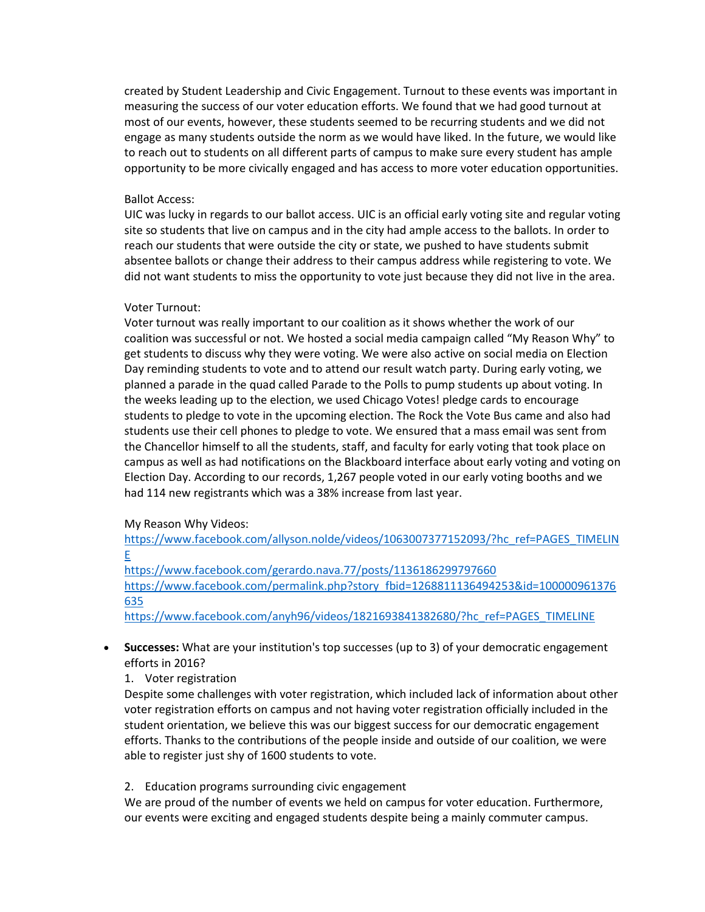created by Student Leadership and Civic Engagement. Turnout to these events was important in measuring the success of our voter education efforts. We found that we had good turnout at most of our events, however, these students seemed to be recurring students and we did not engage as many students outside the norm as we would have liked. In the future, we would like to reach out to students on all different parts of campus to make sure every student has ample opportunity to be more civically engaged and has access to more voter education opportunities.

Ballot Access:
UIC was lucky in regards to our ballot access. UIC is an official early voting site and regular voting site so students that live on campus and in the city had ample access to the ballots. In order to reach our students that were outside the city or state, we pushed to have students submit absentee ballots or change their address to their campus address while registering to vote. We did not want students to miss the opportunity to vote just because they did not live in the area.

Voter Turnout:
Voter turnout was really important to our coalition as it shows whether the work of our coalition was successful or not. We hosted a social media campaign called "My Reason Why" to get students to discuss why they were voting. We were also active on social media on Election Day reminding students to vote and to attend our result watch party. During early voting, we planned a parade in the quad called Parade to the Polls to pump students up about voting. In the weeks leading up to the election, we used Chicago Votes! pledge cards to encourage students to pledge to vote in the upcoming election. The Rock the Vote Bus came and also had students use their cell phones to pledge to vote. We ensured that a mass email was sent from the Chancellor himself to all the students, staff, and faculty for early voting that took place on campus as well as had notifications on the Blackboard interface about early voting and voting on Election Day. According to our records, 1,267 people voted in our early voting booths and we had 114 new registrants which was a 38% increase from last year.

My Reason Why Videos:
https://www.facebook.com/allyson.nolde/videos/1063007377152093/?hc_ref=PAGES_TIMELINE
https://www.facebook.com/gerardo.nava.77/posts/1136186299797660
https://www.facebook.com/permalink.php?story_fbid=1268811136494253&id=100000961376635
https://www.facebook.com/anyh96/videos/1821693841382680/?hc_ref=PAGES_TIMELINE

- **Successes:** What are your institution's top successes (up to 3) of your democratic engagement efforts in 2016?

  1. Voter registration

  Despite some challenges with voter registration, which included lack of information about other voter registration efforts on campus and not having voter registration officially included in the student orientation, we believe this was our biggest success for our democratic engagement efforts. Thanks to the contributions of the people inside and outside of our coalition, we were able to register just shy of 1600 students to vote.

  2. Education programs surrounding civic engagement

  We are proud of the number of events we held on campus for voter education. Furthermore, our events were exciting and engaged students despite being a mainly commuter campus.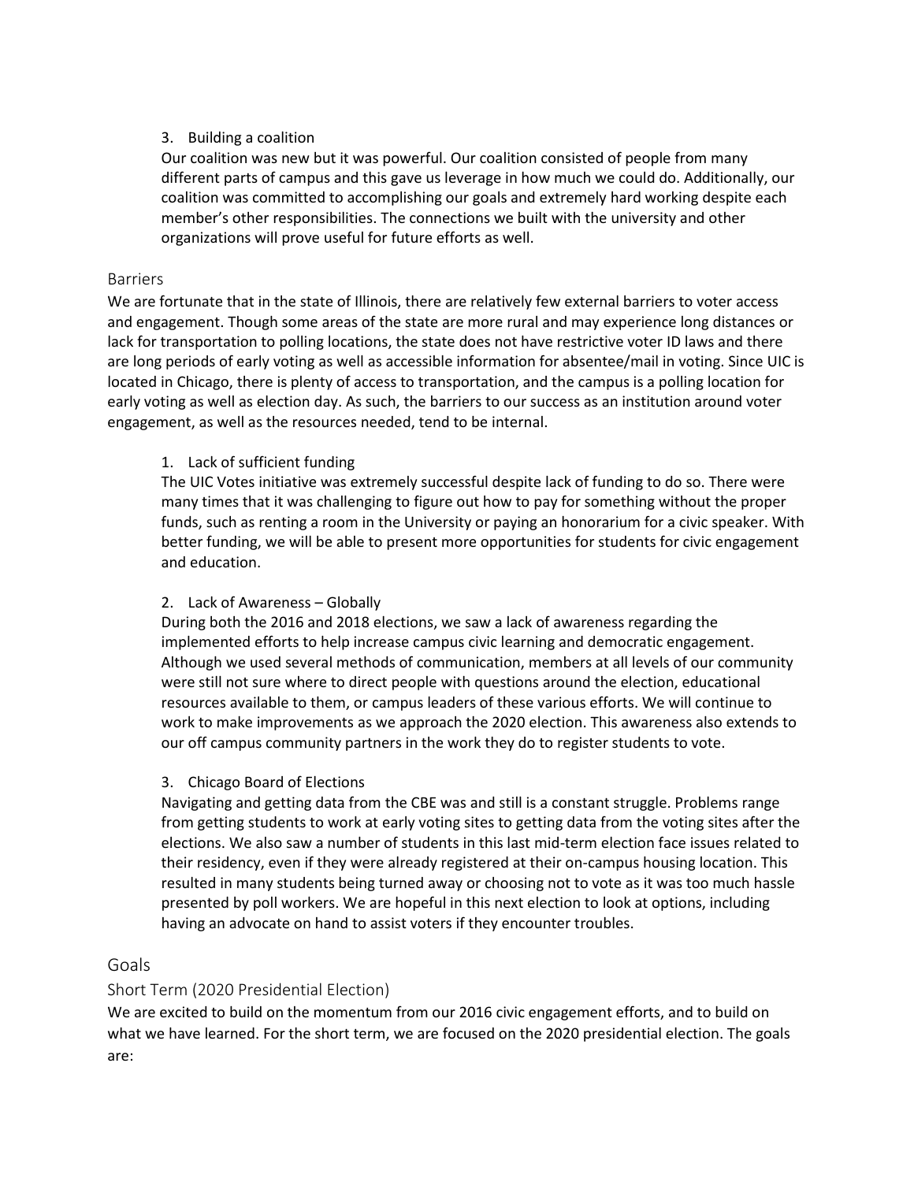3. Building a coalition

Our coalition was new but it was powerful. Our coalition consisted of people from many different parts of campus and this gave us leverage in how much we could do. Additionally, our coalition was committed to accomplishing our goals and extremely hard working despite each member's other responsibilities. The connections we built with the university and other organizations will prove useful for future efforts as well.

## Barriers

We are fortunate that in the state of Illinois, there are relatively few external barriers to voter access and engagement. Though some areas of the state are more rural and may experience long distances or lack for transportation to polling locations, the state does not have restrictive voter ID laws and there are long periods of early voting as well as accessible information for absentee/mail in voting. Since UIC is located in Chicago, there is plenty of access to transportation, and the campus is a polling location for early voting as well as election day. As such, the barriers to our success as an institution around voter engagement, as well as the resources needed, tend to be internal.

1. Lack of sufficient funding

The UIC Votes initiative was extremely successful despite lack of funding to do so. There were many times that it was challenging to figure out how to pay for something without the proper funds, such as renting a room in the University or paying an honorarium for a civic speaker. With better funding, we will be able to present more opportunities for students for civic engagement and education.

2. Lack of Awareness – Globally

During both the 2016 and 2018 elections, we saw a lack of awareness regarding the implemented efforts to help increase campus civic learning and democratic engagement. Although we used several methods of communication, members at all levels of our community were still not sure where to direct people with questions around the election, educational resources available to them, or campus leaders of these various efforts. We will continue to work to make improvements as we approach the 2020 election. This awareness also extends to our off campus community partners in the work they do to register students to vote.

3. Chicago Board of Elections

Navigating and getting data from the CBE was and still is a constant struggle. Problems range from getting students to work at early voting sites to getting data from the voting sites after the elections. We also saw a number of students in this last mid-term election face issues related to their residency, even if they were already registered at their on-campus housing location. This resulted in many students being turned away or choosing not to vote as it was too much hassle presented by poll workers. We are hopeful in this next election to look at options, including having an advocate on hand to assist voters if they encounter troubles.

## Goals

### Short Term (2020 Presidential Election)

We are excited to build on the momentum from our 2016 civic engagement efforts, and to build on what we have learned. For the short term, we are focused on the 2020 presidential election. The goals are: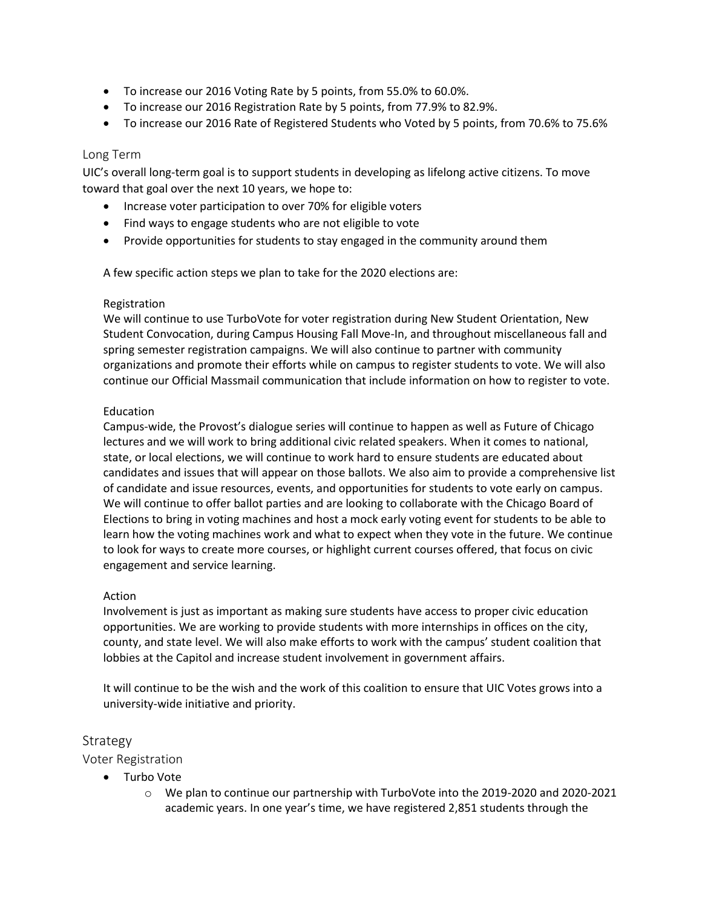- To increase our 2016 Voting Rate by 5 points, from 55.0% to 60.0%.
- To increase our 2016 Registration Rate by 5 points, from 77.9% to 82.9%.
- To increase our 2016 Rate of Registered Students who Voted by 5 points, from 70.6% to 75.6%

### Long Term

UIC's overall long-term goal is to support students in developing as lifelong active citizens. To move toward that goal over the next 10 years, we hope to:

- Increase voter participation to over 70% for eligible voters
- Find ways to engage students who are not eligible to vote
- Provide opportunities for students to stay engaged in the community around them

A few specific action steps we plan to take for the 2020 elections are:

Registration

We will continue to use TurboVote for voter registration during New Student Orientation, New Student Convocation, during Campus Housing Fall Move-In, and throughout miscellaneous fall and spring semester registration campaigns. We will also continue to partner with community organizations and promote their efforts while on campus to register students to vote. We will also continue our Official Massmail communication that include information on how to register to vote.

Education

Campus-wide, the Provost's dialogue series will continue to happen as well as Future of Chicago lectures and we will work to bring additional civic related speakers. When it comes to national, state, or local elections, we will continue to work hard to ensure students are educated about candidates and issues that will appear on those ballots. We also aim to provide a comprehensive list of candidate and issue resources, events, and opportunities for students to vote early on campus. We will continue to offer ballot parties and are looking to collaborate with the Chicago Board of Elections to bring in voting machines and host a mock early voting event for students to be able to learn how the voting machines work and what to expect when they vote in the future. We continue to look for ways to create more courses, or highlight current courses offered, that focus on civic engagement and service learning.

Action

Involvement is just as important as making sure students have access to proper civic education opportunities. We are working to provide students with more internships in offices on the city, county, and state level. We will also make efforts to work with the campus' student coalition that lobbies at the Capitol and increase student involvement in government affairs.

It will continue to be the wish and the work of this coalition to ensure that UIC Votes grows into a university-wide initiative and priority.

## Strategy

### Voter Registration

- Turbo Vote
  - We plan to continue our partnership with TurboVote into the 2019-2020 and 2020-2021 academic years. In one year's time, we have registered 2,851 students through the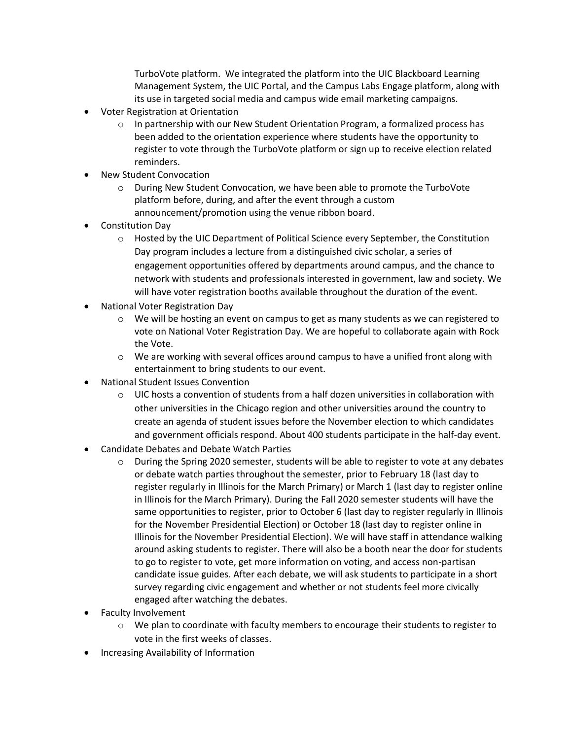TurboVote platform. We integrated the platform into the UIC Blackboard Learning Management System, the UIC Portal, and the Campus Labs Engage platform, along with its use in targeted social media and campus wide email marketing campaigns.

- Voter Registration at Orientation
  - In partnership with our New Student Orientation Program, a formalized process has been added to the orientation experience where students have the opportunity to register to vote through the TurboVote platform or sign up to receive election related reminders.
- New Student Convocation
  - During New Student Convocation, we have been able to promote the TurboVote platform before, during, and after the event through a custom announcement/promotion using the venue ribbon board.
- Constitution Day
  - Hosted by the UIC Department of Political Science every September, the Constitution Day program includes a lecture from a distinguished civic scholar, a series of engagement opportunities offered by departments around campus, and the chance to network with students and professionals interested in government, law and society. We will have voter registration booths available throughout the duration of the event.
- National Voter Registration Day
  - We will be hosting an event on campus to get as many students as we can registered to vote on National Voter Registration Day. We are hopeful to collaborate again with Rock the Vote.
  - We are working with several offices around campus to have a unified front along with entertainment to bring students to our event.
- National Student Issues Convention
  - UIC hosts a convention of students from a half dozen universities in collaboration with other universities in the Chicago region and other universities around the country to create an agenda of student issues before the November election to which candidates and government officials respond. About 400 students participate in the half-day event.
- Candidate Debates and Debate Watch Parties
  - During the Spring 2020 semester, students will be able to register to vote at any debates or debate watch parties throughout the semester, prior to February 18 (last day to register regularly in Illinois for the March Primary) or March 1 (last day to register online in Illinois for the March Primary). During the Fall 2020 semester students will have the same opportunities to register, prior to October 6 (last day to register regularly in Illinois for the November Presidential Election) or October 18 (last day to register online in Illinois for the November Presidential Election). We will have staff in attendance walking around asking students to register. There will also be a booth near the door for students to go to register to vote, get more information on voting, and access non-partisan candidate issue guides. After each debate, we will ask students to participate in a short survey regarding civic engagement and whether or not students feel more civically engaged after watching the debates.
- Faculty Involvement
  - We plan to coordinate with faculty members to encourage their students to register to vote in the first weeks of classes.
- Increasing Availability of Information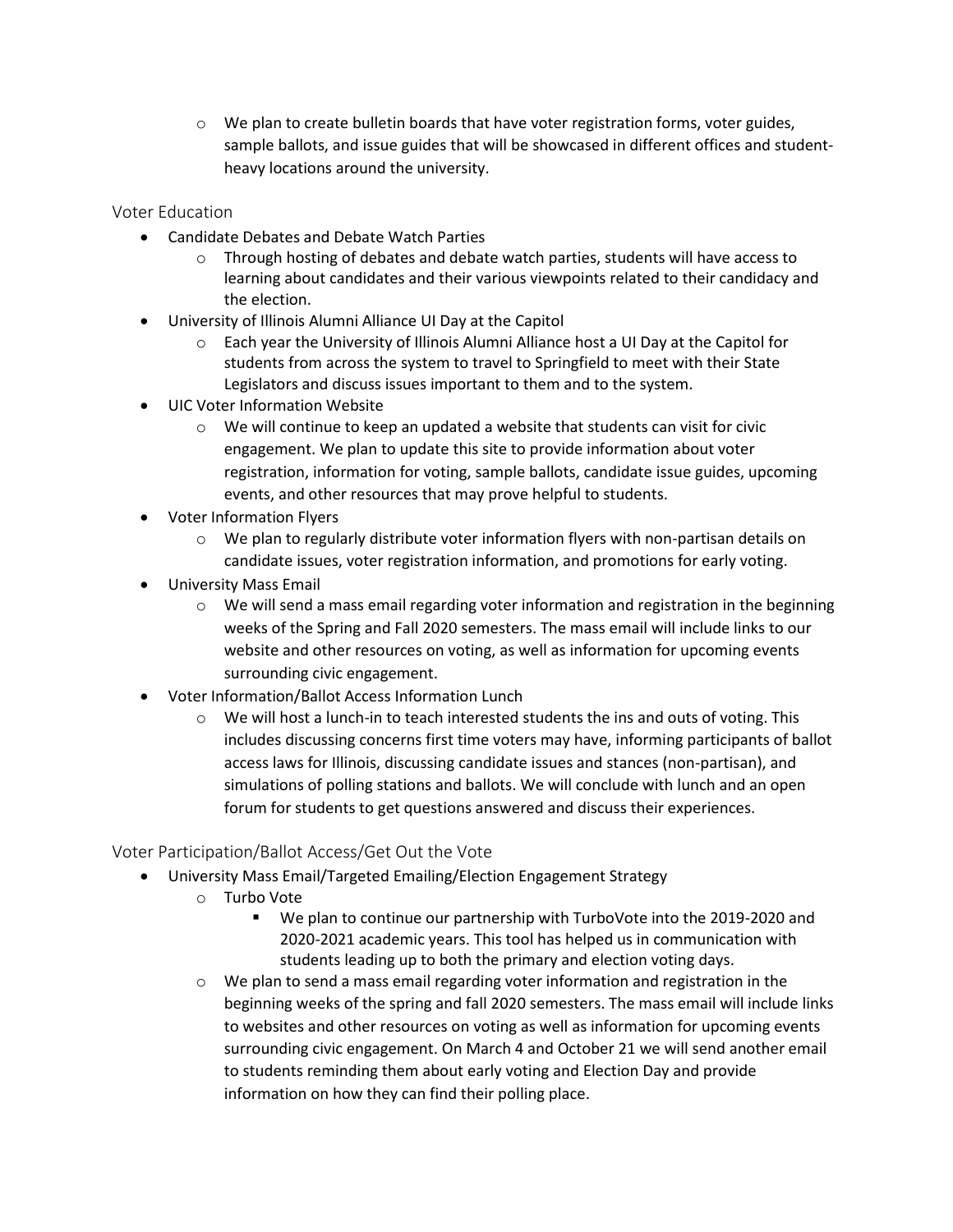- We plan to create bulletin boards that have voter registration forms, voter guides, sample ballots, and issue guides that will be showcased in different offices and student-heavy locations around the university.

### Voter Education

- Candidate Debates and Debate Watch Parties
  - Through hosting of debates and debate watch parties, students will have access to learning about candidates and their various viewpoints related to their candidacy and the election.
- University of Illinois Alumni Alliance UI Day at the Capitol
  - Each year the University of Illinois Alumni Alliance host a UI Day at the Capitol for students from across the system to travel to Springfield to meet with their State Legislators and discuss issues important to them and to the system.
- UIC Voter Information Website
  - We will continue to keep an updated a website that students can visit for civic engagement. We plan to update this site to provide information about voter registration, information for voting, sample ballots, candidate issue guides, upcoming events, and other resources that may prove helpful to students.
- Voter Information Flyers
  - We plan to regularly distribute voter information flyers with non-partisan details on candidate issues, voter registration information, and promotions for early voting.
- University Mass Email
  - We will send a mass email regarding voter information and registration in the beginning weeks of the Spring and Fall 2020 semesters. The mass email will include links to our website and other resources on voting, as well as information for upcoming events surrounding civic engagement.
- Voter Information/Ballot Access Information Lunch
  - We will host a lunch-in to teach interested students the ins and outs of voting. This includes discussing concerns first time voters may have, informing participants of ballot access laws for Illinois, discussing candidate issues and stances (non-partisan), and simulations of polling stations and ballots. We will conclude with lunch and an open forum for students to get questions answered and discuss their experiences.

### Voter Participation/Ballot Access/Get Out the Vote

- University Mass Email/Targeted Emailing/Election Engagement Strategy
  - Turbo Vote
    - We plan to continue our partnership with TurboVote into the 2019-2020 and 2020-2021 academic years. This tool has helped us in communication with students leading up to both the primary and election voting days.
  - We plan to send a mass email regarding voter information and registration in the beginning weeks of the spring and fall 2020 semesters. The mass email will include links to websites and other resources on voting as well as information for upcoming events surrounding civic engagement. On March 4 and October 21 we will send another email to students reminding them about early voting and Election Day and provide information on how they can find their polling place.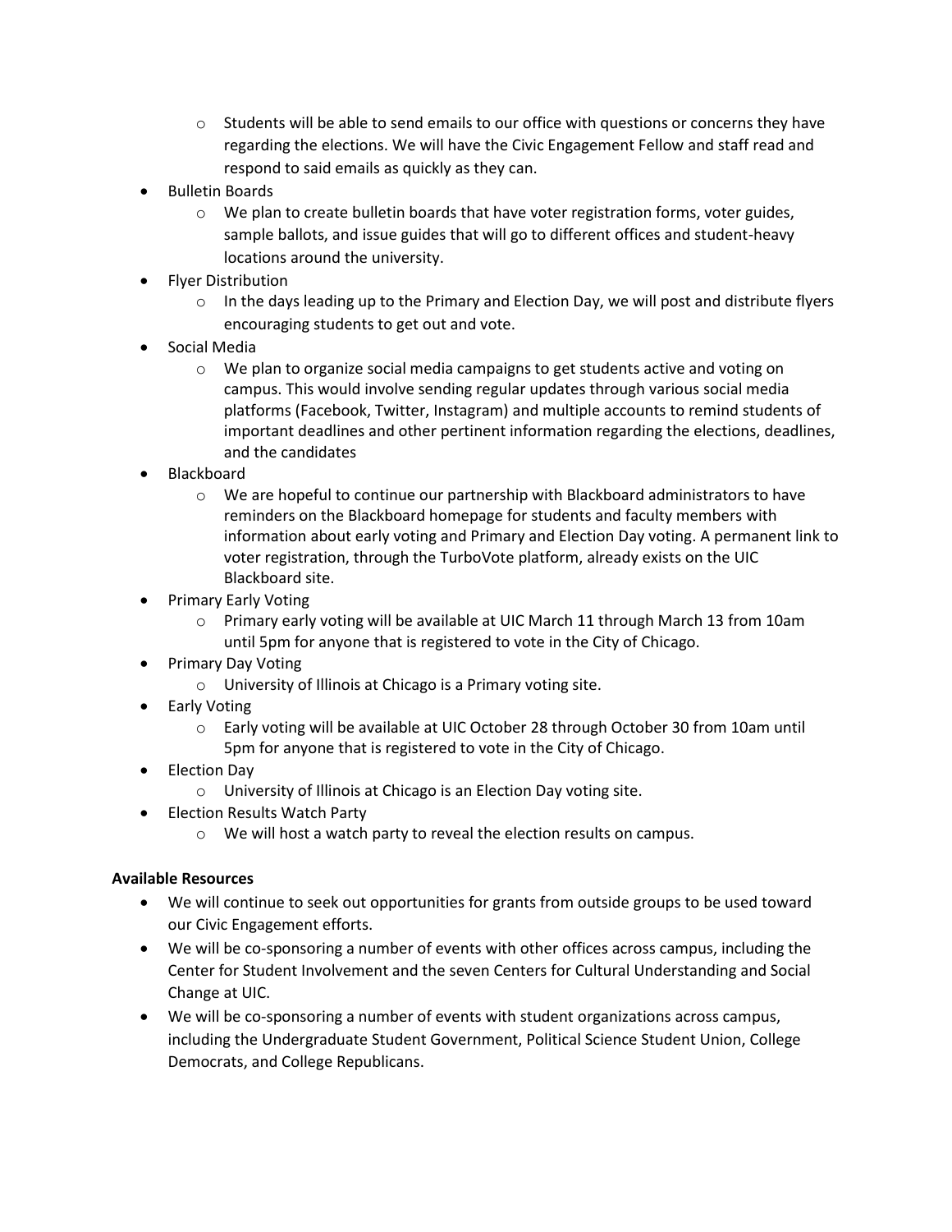- Students will be able to send emails to our office with questions or concerns they have regarding the elections. We will have the Civic Engagement Fellow and staff read and respond to said emails as quickly as they can.
- Bulletin Boards
  - We plan to create bulletin boards that have voter registration forms, voter guides, sample ballots, and issue guides that will go to different offices and student-heavy locations around the university.
- Flyer Distribution
  - In the days leading up to the Primary and Election Day, we will post and distribute flyers encouraging students to get out and vote.
- Social Media
  - We plan to organize social media campaigns to get students active and voting on campus. This would involve sending regular updates through various social media platforms (Facebook, Twitter, Instagram) and multiple accounts to remind students of important deadlines and other pertinent information regarding the elections, deadlines, and the candidates
- Blackboard
  - We are hopeful to continue our partnership with Blackboard administrators to have reminders on the Blackboard homepage for students and faculty members with information about early voting and Primary and Election Day voting. A permanent link to voter registration, through the TurboVote platform, already exists on the UIC Blackboard site.
- Primary Early Voting
  - Primary early voting will be available at UIC March 11 through March 13 from 10am until 5pm for anyone that is registered to vote in the City of Chicago.
- Primary Day Voting
  - University of Illinois at Chicago is a Primary voting site.
- Early Voting
  - Early voting will be available at UIC October 28 through October 30 from 10am until 5pm for anyone that is registered to vote in the City of Chicago.
- Election Day
  - University of Illinois at Chicago is an Election Day voting site.
- Election Results Watch Party
  - We will host a watch party to reveal the election results on campus.

**Available Resources**

- We will continue to seek out opportunities for grants from outside groups to be used toward our Civic Engagement efforts.
- We will be co-sponsoring a number of events with other offices across campus, including the Center for Student Involvement and the seven Centers for Cultural Understanding and Social Change at UIC.
- We will be co-sponsoring a number of events with student organizations across campus, including the Undergraduate Student Government, Political Science Student Union, College Democrats, and College Republicans.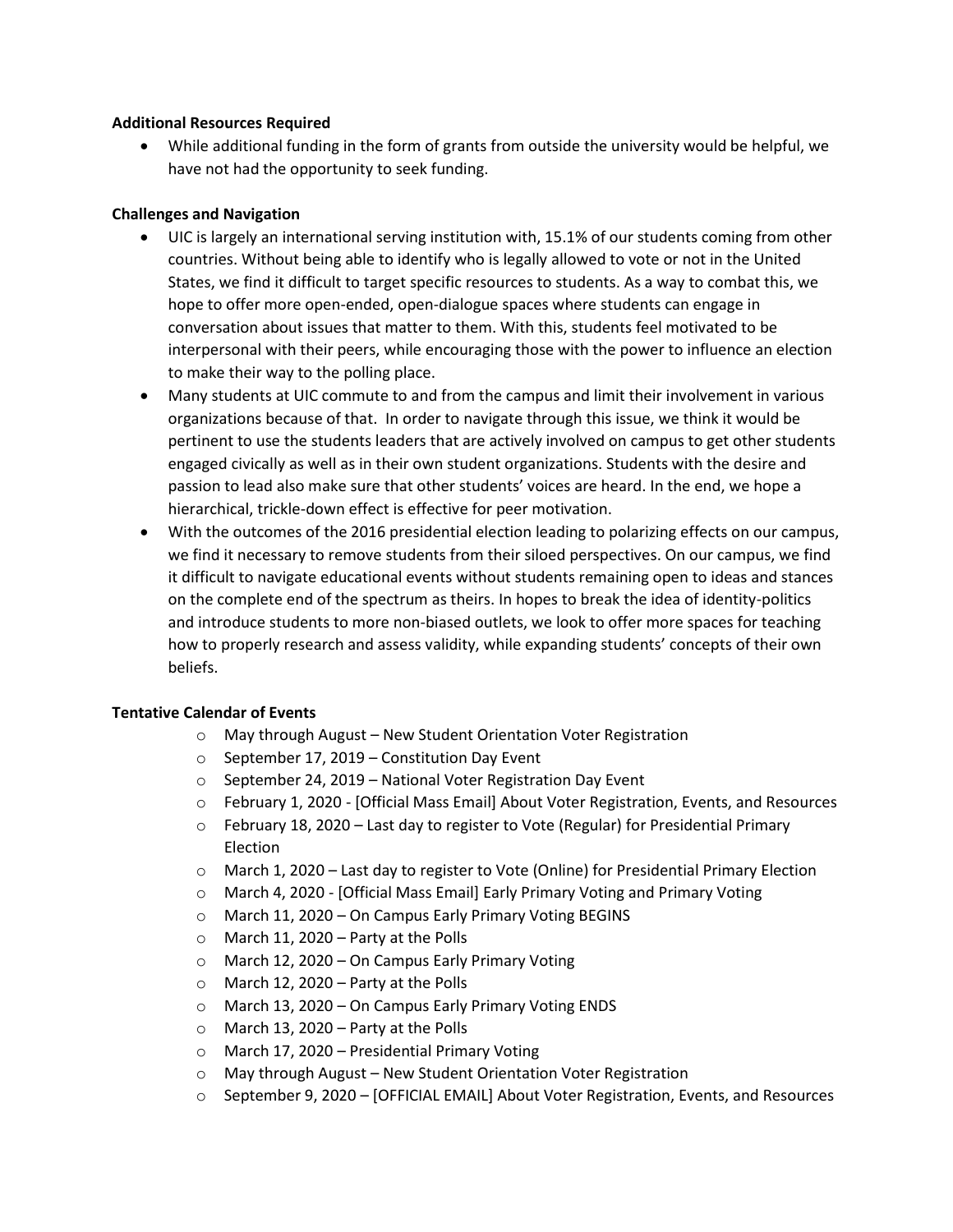**Additional Resources Required**

- While additional funding in the form of grants from outside the university would be helpful, we have not had the opportunity to seek funding.

**Challenges and Navigation**

- UIC is largely an international serving institution with, 15.1% of our students coming from other countries. Without being able to identify who is legally allowed to vote or not in the United States, we find it difficult to target specific resources to students. As a way to combat this, we hope to offer more open-ended, open-dialogue spaces where students can engage in conversation about issues that matter to them. With this, students feel motivated to be interpersonal with their peers, while encouraging those with the power to influence an election to make their way to the polling place.
- Many students at UIC commute to and from the campus and limit their involvement in various organizations because of that. In order to navigate through this issue, we think it would be pertinent to use the students leaders that are actively involved on campus to get other students engaged civically as well as in their own student organizations. Students with the desire and passion to lead also make sure that other students' voices are heard. In the end, we hope a hierarchical, trickle-down effect is effective for peer motivation.
- With the outcomes of the 2016 presidential election leading to polarizing effects on our campus, we find it necessary to remove students from their siloed perspectives. On our campus, we find it difficult to navigate educational events without students remaining open to ideas and stances on the complete end of the spectrum as theirs. In hopes to break the idea of identity-politics and introduce students to more non-biased outlets, we look to offer more spaces for teaching how to properly research and assess validity, while expanding students' concepts of their own beliefs.

**Tentative Calendar of Events**

- May through August – New Student Orientation Voter Registration
- September 17, 2019 – Constitution Day Event
- September 24, 2019 – National Voter Registration Day Event
- February 1, 2020 - [Official Mass Email] About Voter Registration, Events, and Resources
- February 18, 2020 – Last day to register to Vote (Regular) for Presidential Primary Election
- March 1, 2020 – Last day to register to Vote (Online) for Presidential Primary Election
- March 4, 2020 - [Official Mass Email] Early Primary Voting and Primary Voting
- March 11, 2020 – On Campus Early Primary Voting BEGINS
- March 11, 2020 – Party at the Polls
- March 12, 2020 – On Campus Early Primary Voting
- March 12, 2020 – Party at the Polls
- March 13, 2020 – On Campus Early Primary Voting ENDS
- March 13, 2020 – Party at the Polls
- March 17, 2020 – Presidential Primary Voting
- May through August – New Student Orientation Voter Registration
- September 9, 2020 – [OFFICIAL EMAIL] About Voter Registration, Events, and Resources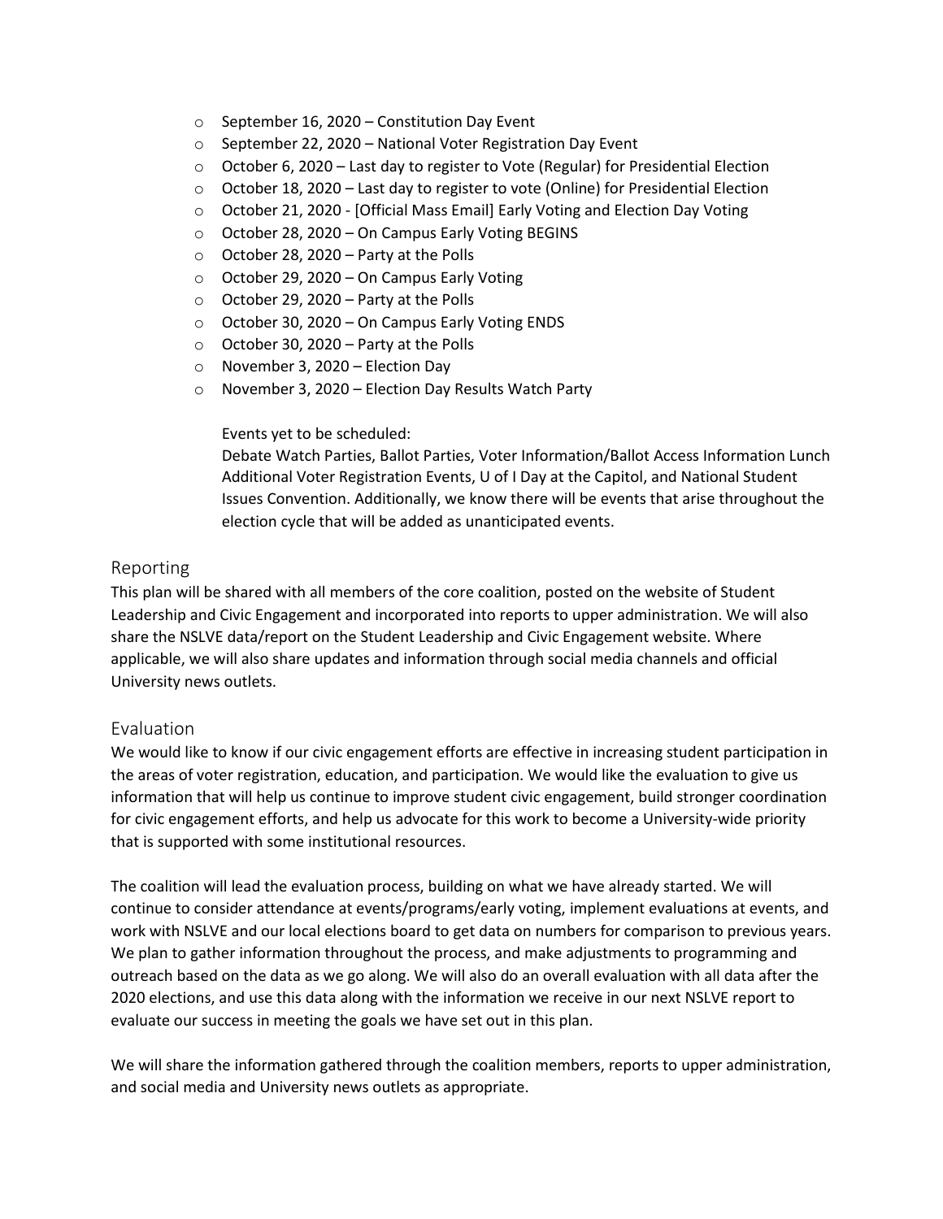- September 16, 2020 – Constitution Day Event
- September 22, 2020 – National Voter Registration Day Event
- October 6, 2020 – Last day to register to Vote (Regular) for Presidential Election
- October 18, 2020 – Last day to register to vote (Online) for Presidential Election
- October 21, 2020 - [Official Mass Email] Early Voting and Election Day Voting
- October 28, 2020 – On Campus Early Voting BEGINS
- October 28, 2020 – Party at the Polls
- October 29, 2020 – On Campus Early Voting
- October 29, 2020 – Party at the Polls
- October 30, 2020 – On Campus Early Voting ENDS
- October 30, 2020 – Party at the Polls
- November 3, 2020 – Election Day
- November 3, 2020 – Election Day Results Watch Party

Events yet to be scheduled:
Debate Watch Parties, Ballot Parties, Voter Information/Ballot Access Information Lunch Additional Voter Registration Events, U of I Day at the Capitol, and National Student Issues Convention. Additionally, we know there will be events that arise throughout the election cycle that will be added as unanticipated events.

## Reporting

This plan will be shared with all members of the core coalition, posted on the website of Student Leadership and Civic Engagement and incorporated into reports to upper administration. We will also share the NSLVE data/report on the Student Leadership and Civic Engagement website. Where applicable, we will also share updates and information through social media channels and official University news outlets.

## Evaluation

We would like to know if our civic engagement efforts are effective in increasing student participation in the areas of voter registration, education, and participation. We would like the evaluation to give us information that will help us continue to improve student civic engagement, build stronger coordination for civic engagement efforts, and help us advocate for this work to become a University-wide priority that is supported with some institutional resources.

The coalition will lead the evaluation process, building on what we have already started. We will continue to consider attendance at events/programs/early voting, implement evaluations at events, and work with NSLVE and our local elections board to get data on numbers for comparison to previous years. We plan to gather information throughout the process, and make adjustments to programming and outreach based on the data as we go along. We will also do an overall evaluation with all data after the 2020 elections, and use this data along with the information we receive in our next NSLVE report to evaluate our success in meeting the goals we have set out in this plan.

We will share the information gathered through the coalition members, reports to upper administration, and social media and University news outlets as appropriate.